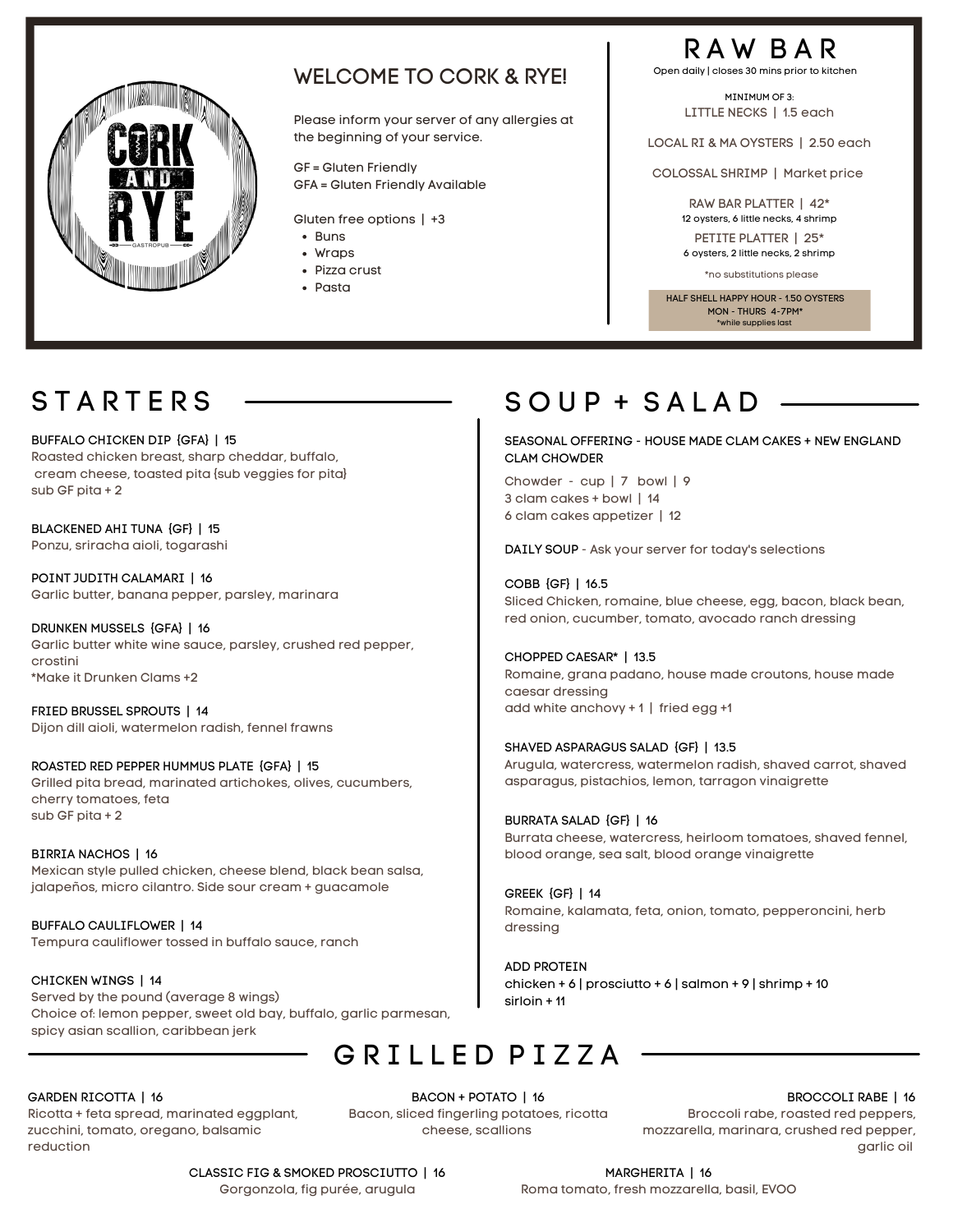CORK AND RYE GASTROPUB

## WELCOME TO CORK & RYE!

Please inform your server of any allergies at the beginning of your service.

GF = Gluten Friendly
GFA = Gluten Friendly Available

Gluten free options | +3

- Buns
- Wraps
- Pizza crust
- Pasta

## RAW BAR

Open daily | closes 30 mins prior to kitchen

MINIMUM OF 3:
LITTLE NECKS | 1.5 each

LOCAL RI & MA OYSTERS | 2.50 each

COLOSSAL SHRIMP | Market price

RAW BAR PLATTER | 42*
12 oysters, 6 little necks, 4 shrimp

PETITE PLATTER | 25*
6 oysters, 2 little necks, 2 shrimp

*no substitutions please

HALF SHELL HAPPY HOUR - 1.50 OYSTERS
MON - THURS 4-7PM*
*while supplies last

## STARTERS

**BUFFALO CHICKEN DIP {GFA} | 15**
Roasted chicken breast, sharp cheddar, buffalo, cream cheese, toasted pita {sub veggies for pita}
sub GF pita + 2

**BLACKENED AHI TUNA {GF} | 15**
Ponzu, sriracha aioli, togarashi

**POINT JUDITH CALAMARI | 16**
Garlic butter, banana pepper, parsley, marinara

**DRUNKEN MUSSELS {GFA} | 16**
Garlic butter white wine sauce, parsley, crushed red pepper, crostini
*Make it Drunken Clams +2

**FRIED BRUSSEL SPROUTS | 14**
Dijon dill aioli, watermelon radish, fennel frawns

**ROASTED RED PEPPER HUMMUS PLATE {GFA} | 15**
Grilled pita bread, marinated artichokes, olives, cucumbers, cherry tomatoes, feta
sub GF pita + 2

**BIRRIA NACHOS | 16**
Mexican style pulled chicken, cheese blend, black bean salsa, jalapeños, micro cilantro. Side sour cream + guacamole

**BUFFALO CAULIFLOWER | 14**
Tempura cauliflower tossed in buffalo sauce, ranch

**CHICKEN WINGS | 14**
Served by the pound (average 8 wings)
Choice of: lemon pepper, sweet old bay, buffalo, garlic parmesan, spicy asian scallion, caribbean jerk

## SOUP + SALAD

**SEASONAL OFFERING - HOUSE MADE CLAM CAKES + NEW ENGLAND CLAM CHOWDER**
Chowder - cup | 7 bowl | 9
3 clam cakes + bowl | 14
6 clam cakes appetizer | 12

**DAILY SOUP** - Ask your server for today's selections

**COBB {GF} | 16.5**
Sliced Chicken, romaine, blue cheese, egg, bacon, black bean, red onion, cucumber, tomato, avocado ranch dressing

**CHOPPED CAESAR* | 13.5**
Romaine, grana padano, house made croutons, house made caesar dressing
add white anchovy + 1 | fried egg +1

**SHAVED ASPARAGUS SALAD {GF} | 13.5**
Arugula, watercress, watermelon radish, shaved carrot, shaved asparagus, pistachios, lemon, tarragon vinaigrette

**BURRATA SALAD {GF} | 16**
Burrata cheese, watercress, heirloom tomatoes, shaved fennel, blood orange, sea salt, blood orange vinaigrette

**GREEK {GF} | 14**
Romaine, kalamata, feta, onion, tomato, pepperoncini, herb dressing

**ADD PROTEIN**
chicken + 6 | prosciutto + 6 | salmon + 9 | shrimp + 10
sirloin + 11

## GRILLED PIZZA

**GARDEN RICOTTA | 16**
Ricotta + feta spread, marinated eggplant, zucchini, tomato, oregano, balsamic reduction

**BACON + POTATO | 16**
Bacon, sliced fingerling potatoes, ricotta cheese, scallions

**BROCCOLI RABE | 16**
Broccoli rabe, roasted red peppers, mozzarella, marinara, crushed red pepper, garlic oil

**CLASSIC FIG & SMOKED PROSCIUTTO | 16**
Gorgonzola, fig purée, arugula

**MARGHERITA | 16**
Roma tomato, fresh mozzarella, basil, EVOO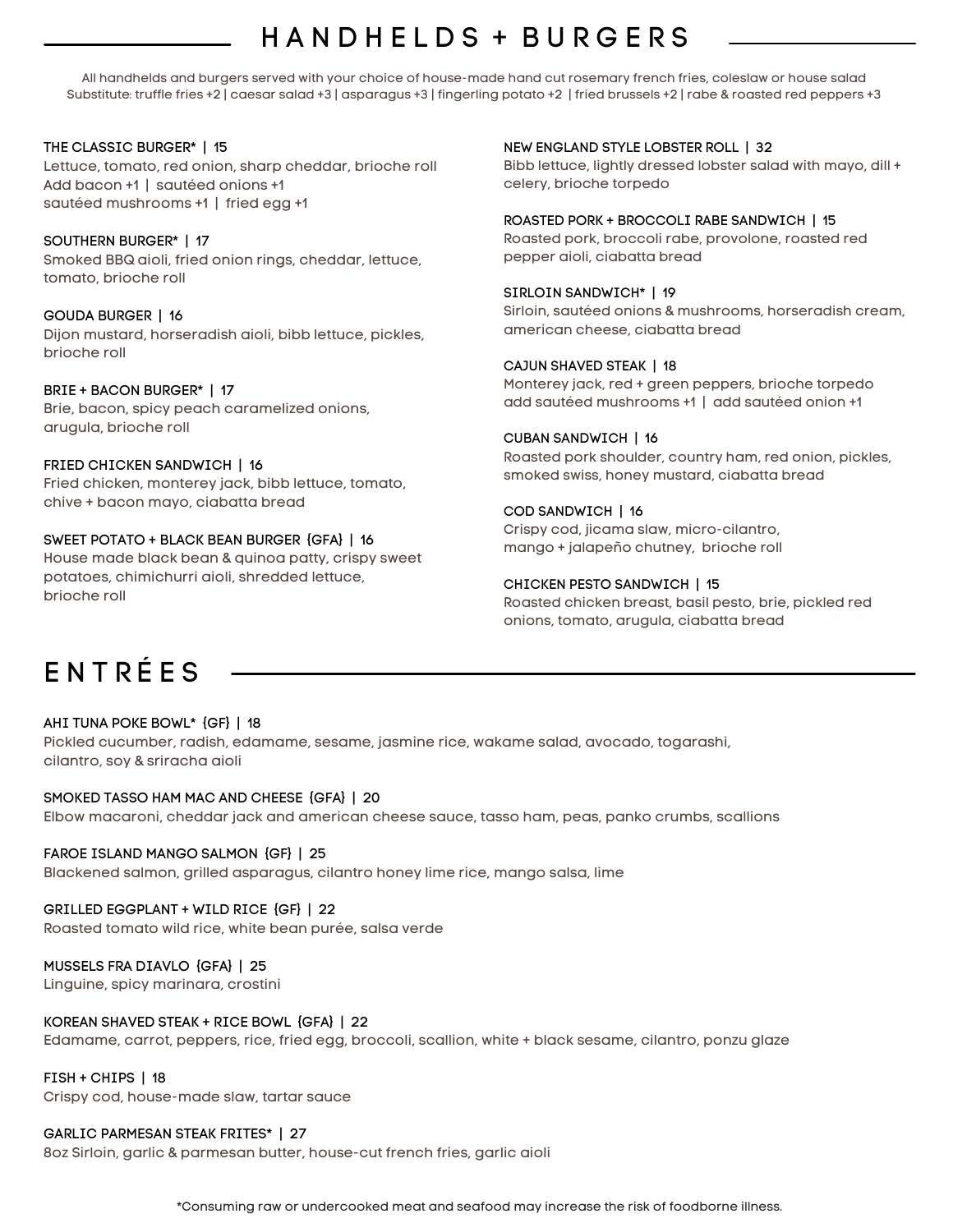## HANDHELDS + BURGERS

All handhelds and burgers served with your choice of house-made hand cut rosemary french fries, coleslaw or house salad
Substitute: truffle fries +2 | caesar salad +3 | asparagus +3 | fingerling potato +2 | fried brussels +2 | rabe & roasted red peppers +3

**THE CLASSIC BURGER* | 15**
Lettuce, tomato, red onion, sharp cheddar, brioche roll
Add bacon +1 | sautéed onions +1
sautéed mushrooms +1 | fried egg +1

**SOUTHERN BURGER* | 17**
Smoked BBQ aioli, fried onion rings, cheddar, lettuce, tomato, brioche roll

**GOUDA BURGER | 16**
Dijon mustard, horseradish aioli, bibb lettuce, pickles, brioche roll

**BRIE + BACON BURGER* | 17**
Brie, bacon, spicy peach caramelized onions, arugula, brioche roll

**FRIED CHICKEN SANDWICH | 16**
Fried chicken, monterey jack, bibb lettuce, tomato, chive + bacon mayo, ciabatta bread

**SWEET POTATO + BLACK BEAN BURGER {GFA} | 16**
House made black bean & quinoa patty, crispy sweet potatoes, chimichurri aioli, shredded lettuce, brioche roll

**NEW ENGLAND STYLE LOBSTER ROLL | 32**
Bibb lettuce, lightly dressed lobster salad with mayo, dill + celery, brioche torpedo

**ROASTED PORK + BROCCOLI RABE SANDWICH | 15**
Roasted pork, broccoli rabe, provolone, roasted red pepper aioli, ciabatta bread

**SIRLOIN SANDWICH* | 19**
Sirloin, sautéed onions & mushrooms, horseradish cream, american cheese, ciabatta bread

**CAJUN SHAVED STEAK | 18**
Monterey jack, red + green peppers, brioche torpedo
add sautéed mushrooms +1 | add sautéed onion +1

**CUBAN SANDWICH | 16**
Roasted pork shoulder, country ham, red onion, pickles, smoked swiss, honey mustard, ciabatta bread

**COD SANDWICH | 16**
Crispy cod, jicama slaw, micro-cilantro, mango + jalapeño chutney, brioche roll

**CHICKEN PESTO SANDWICH | 15**
Roasted chicken breast, basil pesto, brie, pickled red onions, tomato, arugula, ciabatta bread

## ENTRÉES

**AHI TUNA POKE BOWL* {GF} | 18**
Pickled cucumber, radish, edamame, sesame, jasmine rice, wakame salad, avocado, togarashi, cilantro, soy & sriracha aioli

**SMOKED TASSO HAM MAC AND CHEESE {GFA} | 20**
Elbow macaroni, cheddar jack and american cheese sauce, tasso ham, peas, panko crumbs, scallions

**FAROE ISLAND MANGO SALMON {GF} | 25**
Blackened salmon, grilled asparagus, cilantro honey lime rice, mango salsa, lime

**GRILLED EGGPLANT + WILD RICE {GF} | 22**
Roasted tomato wild rice, white bean purée, salsa verde

**MUSSELS FRA DIAVLO {GFA} | 25**
Linguine, spicy marinara, crostini

**KOREAN SHAVED STEAK + RICE BOWL {GFA} | 22**
Edamame, carrot, peppers, rice, fried egg, broccoli, scallion, white + black sesame, cilantro, ponzu glaze

**FISH + CHIPS | 18**
Crispy cod, house-made slaw, tartar sauce

**GARLIC PARMESAN STEAK FRITES* | 27**
8oz Sirloin, garlic & parmesan butter, house-cut french fries, garlic aioli

*Consuming raw or undercooked meat and seafood may increase the risk of foodborne illness.